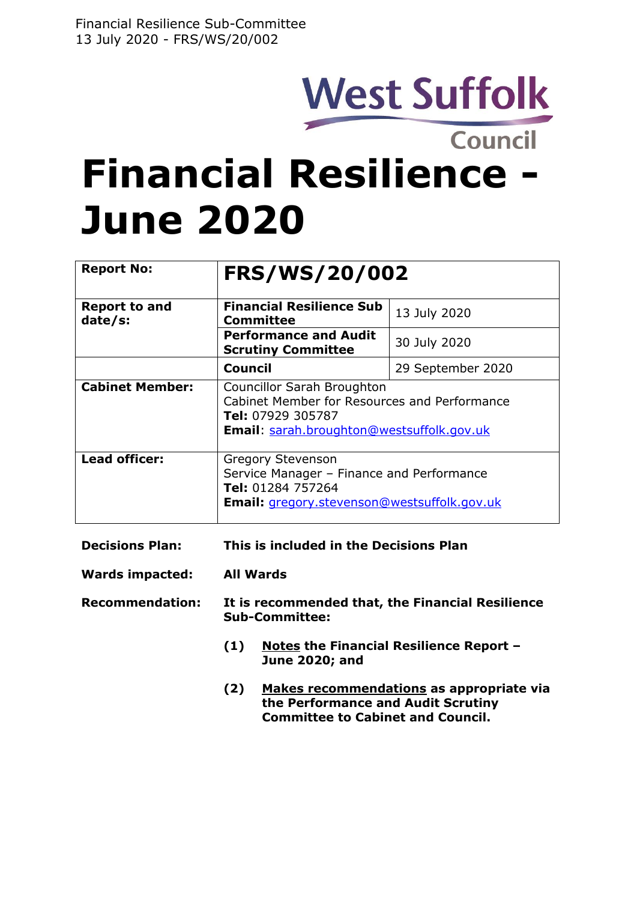West Suffolk Council

# Financial Resilience - June 2020

| Report No: | **FRS/WS/20/002** | |
|---|---|---|
| **Report to and date/s:** | **Financial Resilience Sub Committee** | 13 July 2020 |
| | **Performance and Audit Scrutiny Committee** | 30 July 2020 |
| | **Council** | 29 September 2020 |
| **Cabinet Member:** | Councillor Sarah Broughton<br>Cabinet Member for Resources and Performance<br>**Tel:** 07929 305787<br>**Email**: sarah.broughton@westsuffolk.gov.uk | |
| **Lead officer:** | Gregory Stevenson<br>Service Manager – Finance and Performance<br>**Tel:** 01284 757264<br>**Email:** gregory.stevenson@westsuffolk.gov.uk | |

**Decisions Plan:** **This is included in the Decisions Plan**

**Wards impacted:** **All Wards**

**Recommendation:** **It is recommended that, the Financial Resilience Sub-Committee:**

**(1)** **Notes the Financial Resilience Report – June 2020; and**

**(2)** **Makes recommendations as appropriate via the Performance and Audit Scrutiny Committee to Cabinet and Council.**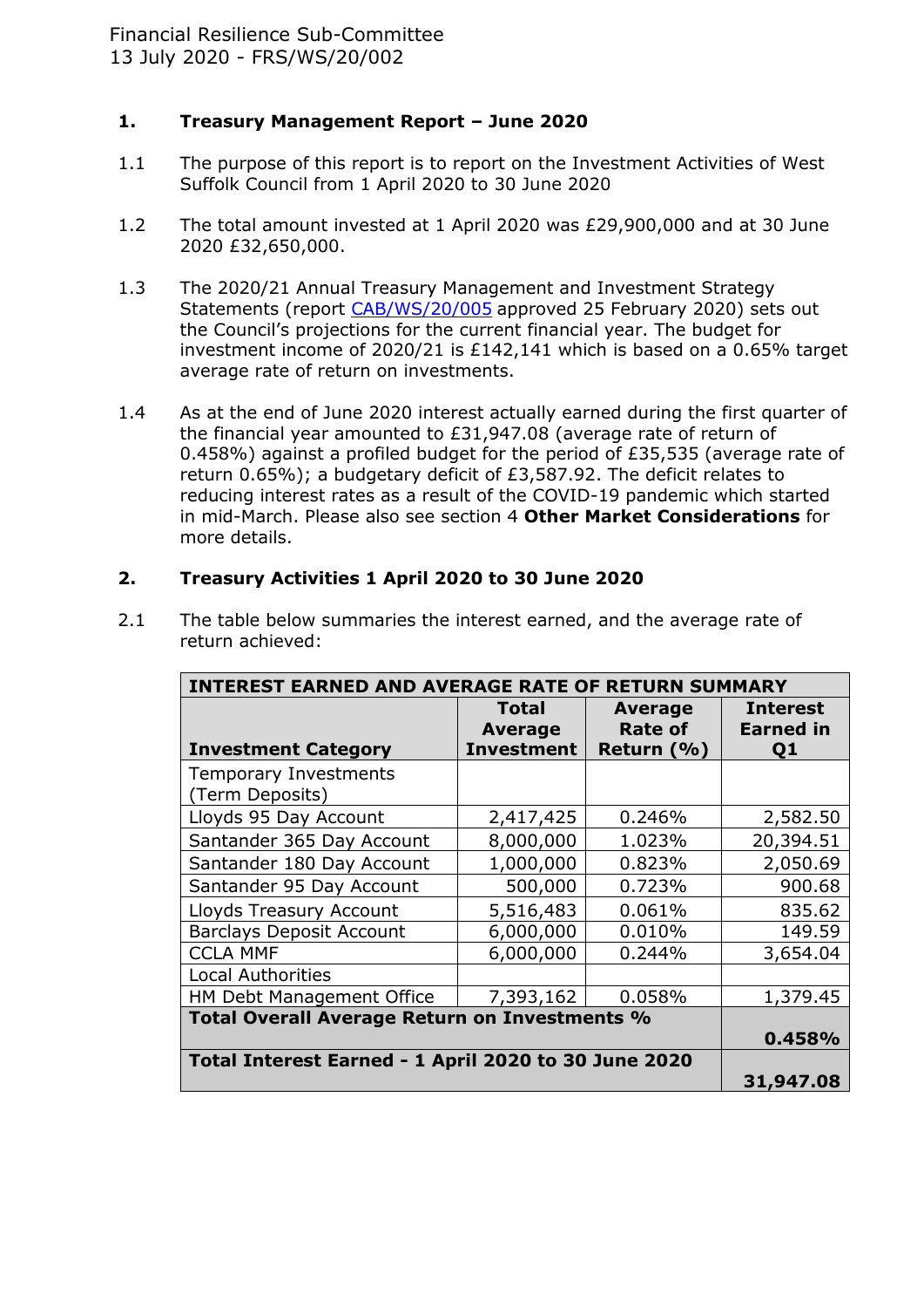Financial Resilience Sub-Committee
13 July 2020 - FRS/WS/20/002

## 1. Treasury Management Report – June 2020

1.1 The purpose of this report is to report on the Investment Activities of West Suffolk Council from 1 April 2020 to 30 June 2020

1.2 The total amount invested at 1 April 2020 was £29,900,000 and at 30 June 2020 £32,650,000.

1.3 The 2020/21 Annual Treasury Management and Investment Strategy Statements (report CAB/WS/20/005 approved 25 February 2020) sets out the Council's projections for the current financial year. The budget for investment income of 2020/21 is £142,141 which is based on a 0.65% target average rate of return on investments.

1.4 As at the end of June 2020 interest actually earned during the first quarter of the financial year amounted to £31,947.08 (average rate of return of 0.458%) against a profiled budget for the period of £35,535 (average rate of return 0.65%); a budgetary deficit of £3,587.92. The deficit relates to reducing interest rates as a result of the COVID-19 pandemic which started in mid-March. Please also see section 4 **Other Market Considerations** for more details.

## 2. Treasury Activities 1 April 2020 to 30 June 2020

2.1 The table below summaries the interest earned, and the average rate of return achieved:

| **INTEREST EARNED AND AVERAGE RATE OF RETURN SUMMARY** | | | |
|---|---|---|---|
| **Investment Category** | **Total Average Investment** | **Average Rate of Return (%)** | **Interest Earned in Q1** |
| Temporary Investments (Term Deposits) | | | |
| Lloyds 95 Day Account | 2,417,425 | 0.246% | 2,582.50 |
| Santander 365 Day Account | 8,000,000 | 1.023% | 20,394.51 |
| Santander 180 Day Account | 1,000,000 | 0.823% | 2,050.69 |
| Santander 95 Day Account | 500,000 | 0.723% | 900.68 |
| Lloyds Treasury Account | 5,516,483 | 0.061% | 835.62 |
| Barclays Deposit Account | 6,000,000 | 0.010% | 149.59 |
| CCLA MMF | 6,000,000 | 0.244% | 3,654.04 |
| Local Authorities | | | |
| HM Debt Management Office | 7,393,162 | 0.058% | 1,379.45 |
| **Total Overall Average Return on Investments %** | | | **0.458%** |
| **Total Interest Earned - 1 April 2020 to 30 June 2020** | | | **31,947.08** |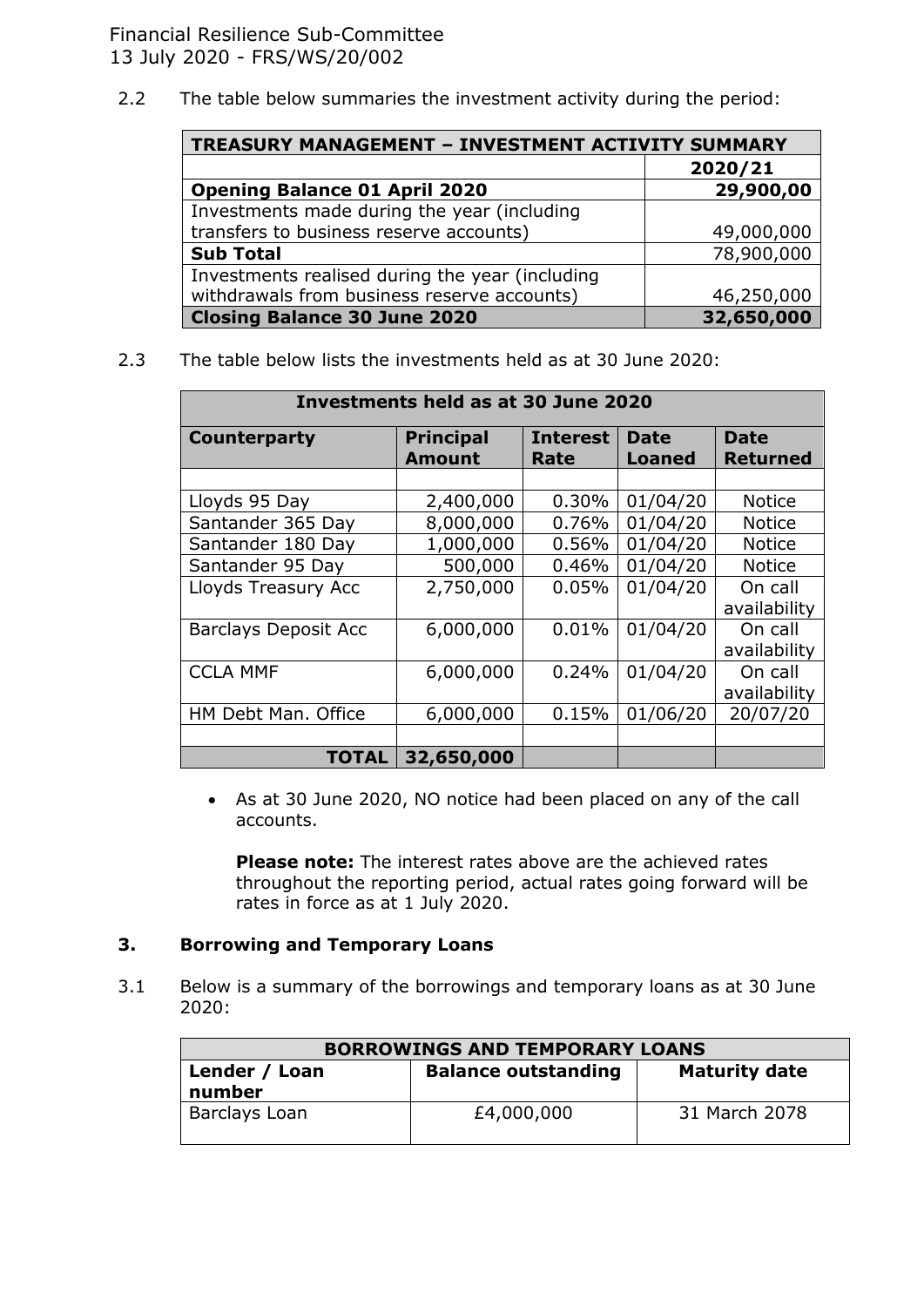2.2 The table below summaries the investment activity during the period:

| TREASURY MANAGEMENT – INVESTMENT ACTIVITY SUMMARY | |
|---|---|
| | **2020/21** |
| **Opening Balance 01 April 2020** | **29,900,00** |
| Investments made during the year (including transfers to business reserve accounts) | 49,000,000 |
| **Sub Total** | 78,900,000 |
| Investments realised during the year (including withdrawals from business reserve accounts) | 46,250,000 |
| **Closing Balance 30 June 2020** | **32,650,000** |

2.3 The table below lists the investments held as at 30 June 2020:

| Investments held as at 30 June 2020 | | | | |
|---|---|---|---|---|
| **Counterparty** | **Principal Amount** | **Interest Rate** | **Date Loaned** | **Date Returned** |
| | | | | |
| Lloyds 95 Day | 2,400,000 | 0.30% | 01/04/20 | Notice |
| Santander 365 Day | 8,000,000 | 0.76% | 01/04/20 | Notice |
| Santander 180 Day | 1,000,000 | 0.56% | 01/04/20 | Notice |
| Santander 95 Day | 500,000 | 0.46% | 01/04/20 | Notice |
| Lloyds Treasury Acc | 2,750,000 | 0.05% | 01/04/20 | On call availability |
| Barclays Deposit Acc | 6,000,000 | 0.01% | 01/04/20 | On call availability |
| CCLA MMF | 6,000,000 | 0.24% | 01/04/20 | On call availability |
| HM Debt Man. Office | 6,000,000 | 0.15% | 01/06/20 | 20/07/20 |
| | | | | |
| **TOTAL** | **32,650,000** | | | |

- As at 30 June 2020, NO notice had been placed on any of the call accounts.

  **Please note:** The interest rates above are the achieved rates throughout the reporting period, actual rates going forward will be rates in force as at 1 July 2020.

## 3. Borrowing and Temporary Loans

3.1 Below is a summary of the borrowings and temporary loans as at 30 June 2020:

| BORROWINGS AND TEMPORARY LOANS | | |
|---|---|---|
| **Lender / Loan number** | **Balance outstanding** | **Maturity date** |
| Barclays Loan | £4,000,000 | 31 March 2078 |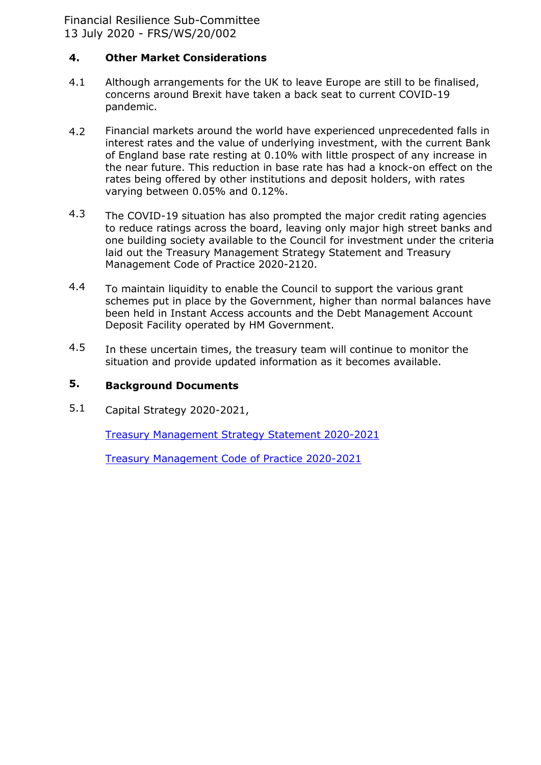## 4. Other Market Considerations

4.1 Although arrangements for the UK to leave Europe are still to be finalised, concerns around Brexit have taken a back seat to current COVID-19 pandemic.

4.2 Financial markets around the world have experienced unprecedented falls in interest rates and the value of underlying investment, with the current Bank of England base rate resting at 0.10% with little prospect of any increase in the near future. This reduction in base rate has had a knock-on effect on the rates being offered by other institutions and deposit holders, with rates varying between 0.05% and 0.12%.

4.3 The COVID-19 situation has also prompted the major credit rating agencies to reduce ratings across the board, leaving only major high street banks and one building society available to the Council for investment under the criteria laid out the Treasury Management Strategy Statement and Treasury Management Code of Practice 2020-2120.

4.4 To maintain liquidity to enable the Council to support the various grant schemes put in place by the Government, higher than normal balances have been held in Instant Access accounts and the Debt Management Account Deposit Facility operated by HM Government.

4.5 In these uncertain times, the treasury team will continue to monitor the situation and provide updated information as it becomes available.

## 5. Background Documents

5.1 Capital Strategy 2020-2021,

[Treasury Management Strategy Statement 2020-2021]

[Treasury Management Code of Practice 2020-2021]